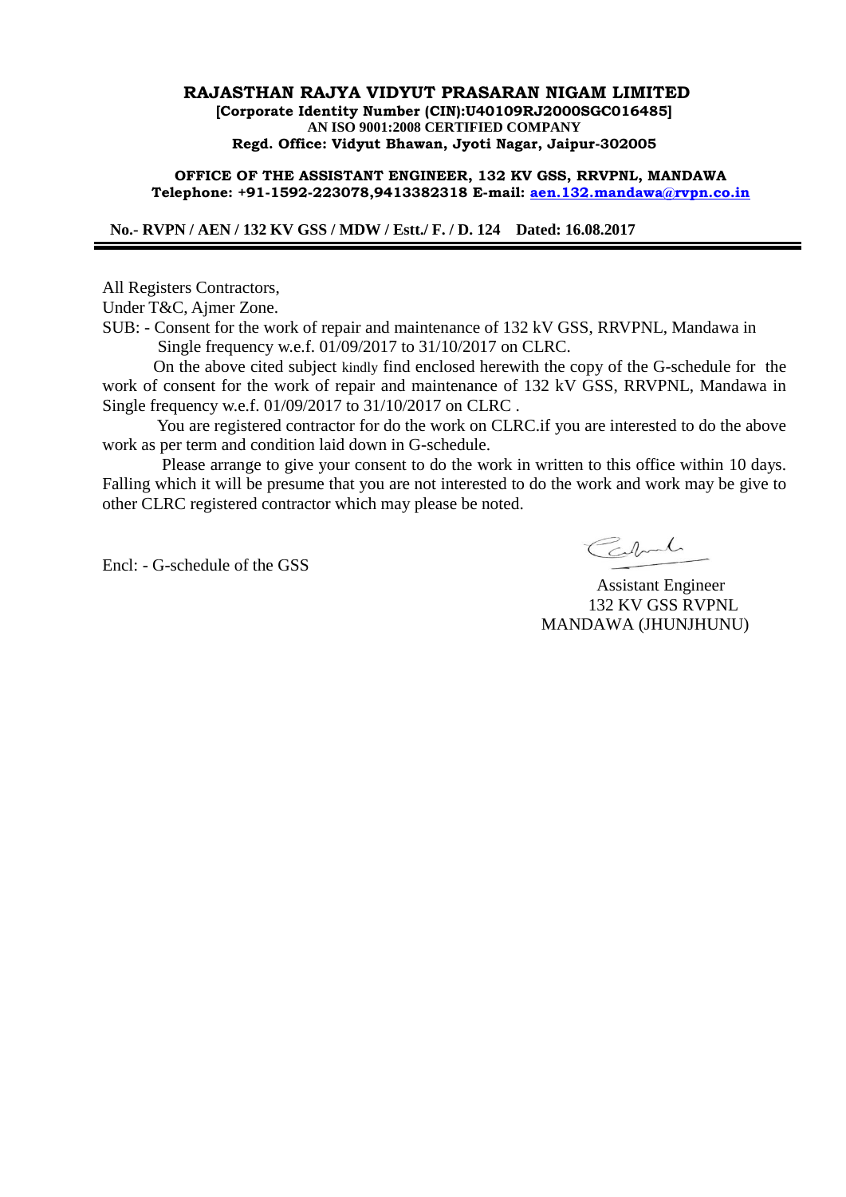**RAJASTHAN RAJYA VIDYUT PRASARAN NIGAM LIMITED**
**[Corporate Identity Number (CIN):U40109RJ2000SGC016485]**
**AN ISO 9001:2008 CERTIFIED COMPANY**
**Regd. Office: Vidyut Bhawan, Jyoti Nagar, Jaipur-302005**

**OFFICE OF THE ASSISTANT ENGINEER, 132 KV GSS, RRVPNL, MANDAWA**
**Telephone: +91-1592-223078,9413382318 E-mail: aen.132.mandawa@rvpn.co.in**

**No.- RVPN / AEN / 132 KV GSS / MDW / Estt./ F. / D. 124 Dated: 16.08.2017**

---

All Registers Contractors,
Under T&C, Ajmer Zone.

SUB: - Consent for the work of repair and maintenance of 132 kV GSS, RRVPNL, Mandawa in Single frequency w.e.f. 01/09/2017 to 31/10/2017 on CLRC.

On the above cited subject kindly find enclosed herewith the copy of the G-schedule for the work of consent for the work of repair and maintenance of 132 kV GSS, RRVPNL, Mandawa in Single frequency w.e.f. 01/09/2017 to 31/10/2017 on CLRC .

You are registered contractor for do the work on CLRC.if you are interested to do the above work as per term and condition laid down in G-schedule.

Please arrange to give your consent to do the work in written to this office within 10 days. Falling which it will be presume that you are not interested to do the work and work may be give to other CLRC registered contractor which may please be noted.

Encl: - G-schedule of the GSS

Assistant Engineer
132 KV GSS RVPNL
MANDAWA (JHUNJHUNU)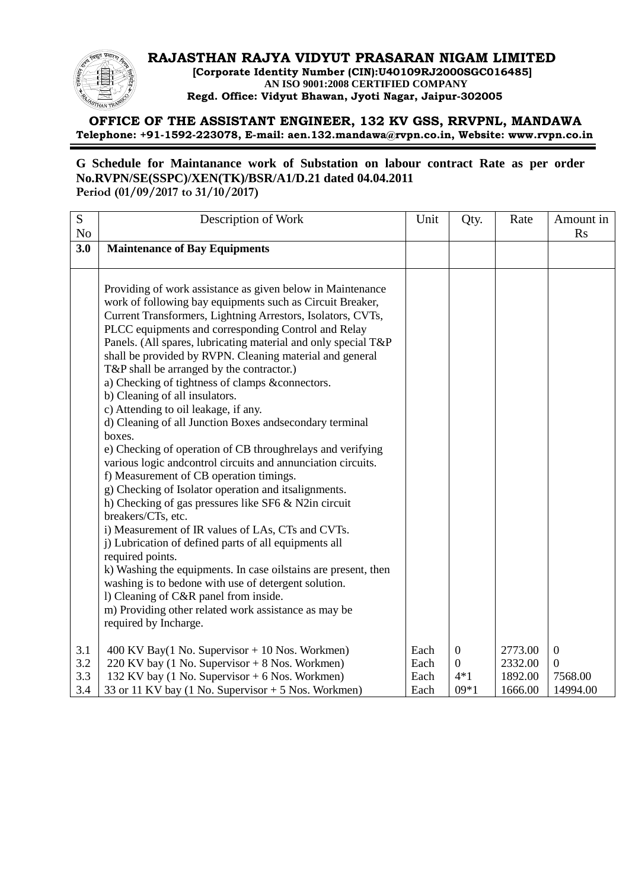**RAJASTHAN RAJYA VIDYUT PRASARAN NIGAM LIMITED**
**[Corporate Identity Number (CIN):U40109RJ2000SGC016485]**
**AN ISO 9001:2008 CERTIFIED COMPANY**
**Regd. Office: Vidyut Bhawan, Jyoti Nagar, Jaipur-302005**

**OFFICE OF THE ASSISTANT ENGINEER, 132 KV GSS, RRVPNL, MANDAWA**
**Telephone: +91-1592-223078, E-mail: aen.132.mandawa@rvpn.co.in, Website: www.rvpn.co.in**

**G Schedule for Maintanance work of Substation on labour contract Rate as per order No.RVPN/SE(SSPC)/XEN(TK)/BSR/A1/D.21 dated 04.04.2011**
**Period (01/09/2017 to 31/10/2017)**

| S No | Description of Work | Unit | Qty. | Rate | Amount in Rs |
|---|---|---|---|---|---|
| **3.0** | **Maintenance of Bay Equipments** | | | | |
| | Providing of work assistance as given below in Maintenance work of following bay equipments such as Circuit Breaker, Current Transformers, Lightning Arrestors, Isolators, CVTs, PLCC equipments and corresponding Control and Relay Panels. (All spares, lubricating material and only special T&P shall be provided by RVPN. Cleaning material and general T&P shall be arranged by the contractor.)<br>a) Checking of tightness of clamps &connectors.<br>b) Cleaning of all insulators.<br>c) Attending to oil leakage, if any.<br>d) Cleaning of all Junction Boxes andsecondary terminal boxes.<br>e) Checking of operation of CB throughrelays and verifying various logic andcontrol circuits and annunciation circuits.<br>f) Measurement of CB operation timings.<br>g) Checking of Isolator operation and itsalignments.<br>h) Checking of gas pressures like SF6 & N2in circuit breakers/CTs, etc.<br>i) Measurement of IR values of LAs, CTs and CVTs.<br>j) Lubrication of defined parts of all equipments all required points.<br>k) Washing the equipments. In case oilstains are present, then washing is to bedone with use of detergent solution.<br>l) Cleaning of C&R panel from inside.<br>m) Providing other related work assistance as may be required by Incharge. | | | | |
| 3.1 | 400 KV Bay(1 No. Supervisor + 10 Nos. Workmen) | Each | 0 | 2773.00 | 0 |
| 3.2 | 220 KV bay (1 No. Supervisor + 8 Nos. Workmen) | Each | 0 | 2332.00 | 0 |
| 3.3 | 132 KV bay (1 No. Supervisor + 6 Nos. Workmen) | Each | 4*1 | 1892.00 | 7568.00 |
| 3.4 | 33 or 11 KV bay (1 No. Supervisor + 5 Nos. Workmen) | Each | 09*1 | 1666.00 | 14994.00 |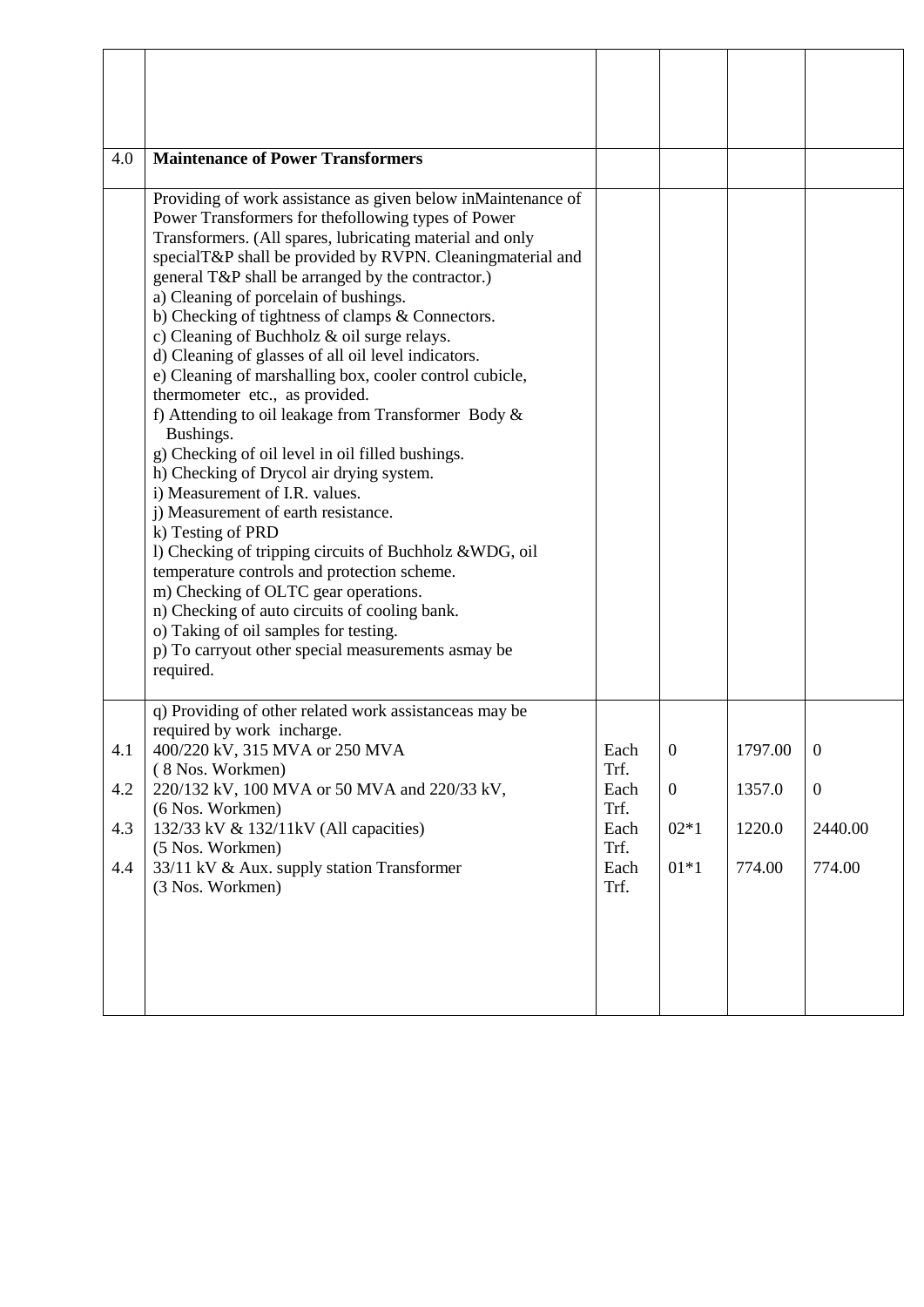| | | | | | |
|---|---|---|---|---|---|
| | | | | | |
| 4.0 | **Maintenance of Power Transformers** | | | | |
| | Providing of work assistance as given below inMaintenance of Power Transformers for thefollowing types of Power Transformers. (All spares, lubricating material and only specialT&P shall be provided by RVPN. Cleaningmaterial and general T&P shall be arranged by the contractor.)<br>a) Cleaning of porcelain of bushings.<br>b) Checking of tightness of clamps & Connectors.<br>c) Cleaning of Buchholz & oil surge relays.<br>d) Cleaning of glasses of all oil level indicators.<br>e) Cleaning of marshalling box, cooler control cubicle, thermometer etc., as provided.<br>f) Attending to oil leakage from Transformer Body & Bushings.<br>g) Checking of oil level in oil filled bushings.<br>h) Checking of Drycol air drying system.<br>i) Measurement of I.R. values.<br>j) Measurement of earth resistance.<br>k) Testing of PRD<br>l) Checking of tripping circuits of Buchholz &WDG, oil temperature controls and protection scheme.<br>m) Checking of OLTC gear operations.<br>n) Checking of auto circuits of cooling bank.<br>o) Taking of oil samples for testing.<br>p) To carryout other special measurements asmay be required. | | | | |
| | q) Providing of other related work assistanceas may be required by work incharge. | | | | |
| 4.1 | 400/220 kV, 315 MVA or 250 MVA<br>( 8 Nos. Workmen) | Each Trf. | 0 | 1797.00 | 0 |
| 4.2 | 220/132 kV, 100 MVA or 50 MVA and 220/33 kV,<br>(6 Nos. Workmen) | Each Trf. | 0 | 1357.0 | 0 |
| 4.3 | 132/33 kV & 132/11kV (All capacities)<br>(5 Nos. Workmen) | Each Trf. | 02*1 | 1220.0 | 2440.00 |
| 4.4 | 33/11 kV & Aux. supply station Transformer<br>(3 Nos. Workmen) | Each Trf. | 01*1 | 774.00 | 774.00 |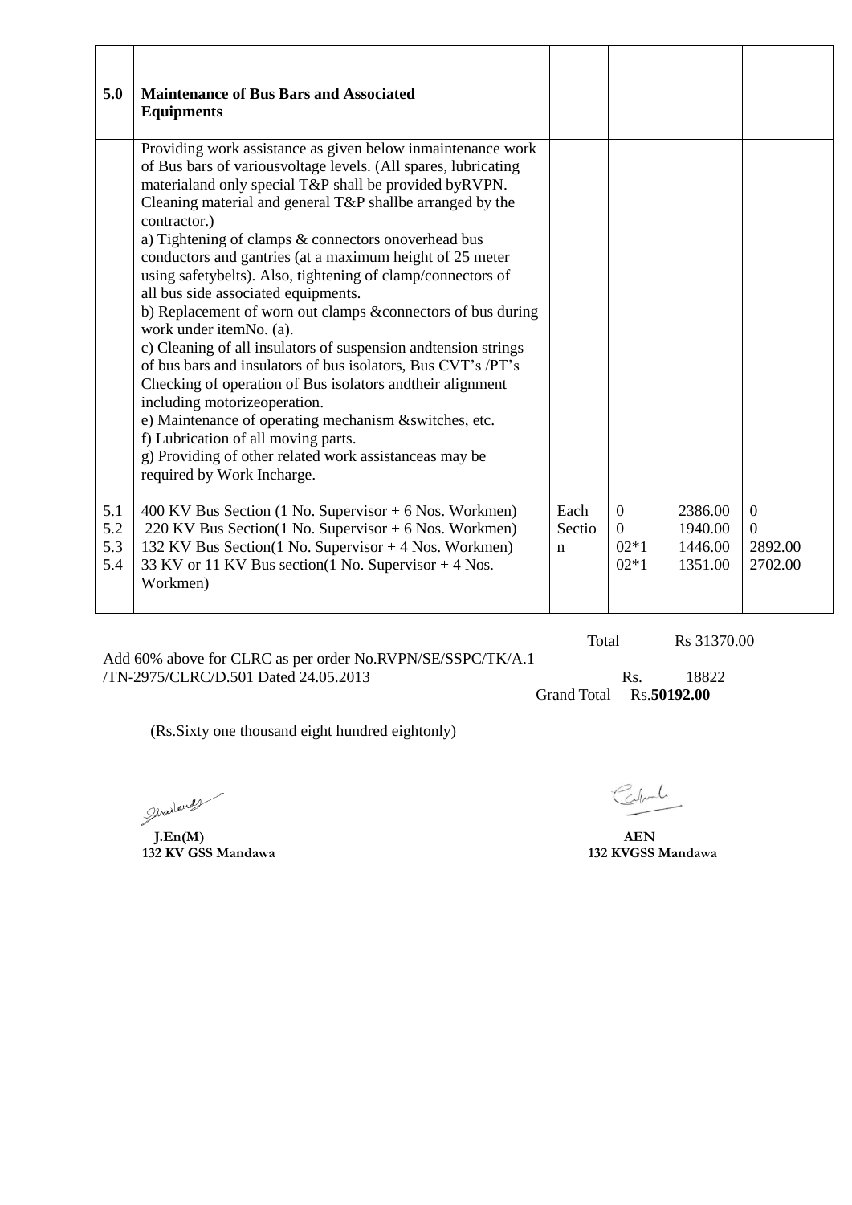| | | | | | |
|---|---|---|---|---|---|
| | | | | | |
| **5.0** | **Maintenance of Bus Bars and Associated Equipments** | | | | |
| | Providing work assistance as given below inmaintenance work of Bus bars of variousvoltage levels. (All spares, lubricating materialand only special T&P shall be provided byRVPN. Cleaning material and general T&P shallbe arranged by the contractor.)<br>a) Tightening of clamps & connectors onoverhead bus conductors and gantries (at a maximum height of 25 meter using safetybelts). Also, tightening of clamp/connectors of all bus side associated equipments.<br>b) Replacement of worn out clamps &connectors of bus during work under itemNo. (a).<br>c) Cleaning of all insulators of suspension andtension strings of bus bars and insulators of bus isolators, Bus CVT's /PT's Checking of operation of Bus isolators andtheir alignment including motorizeoperation.<br>e) Maintenance of operating mechanism &switches, etc.<br>f) Lubrication of all moving parts.<br>g) Providing of other related work assistanceas may be required by Work Incharge. | | | | |
| 5.1<br>5.2<br>5.3<br>5.4 | 400 KV Bus Section (1 No. Supervisor + 6 Nos. Workmen)<br>220 KV Bus Section(1 No. Supervisor + 6 Nos. Workmen)<br>132 KV Bus Section(1 No. Supervisor + 4 Nos. Workmen)<br>33 KV or 11 KV Bus section(1 No. Supervisor + 4 Nos. Workmen) | Each Section | 0<br>0<br>02*1<br>02*1 | 2386.00<br>1940.00<br>1446.00<br>1351.00 | 0<br>0<br>2892.00<br>2702.00 |

Total Rs 31370.00

Add 60% above for CLRC as per order No.RVPN/SE/SSPC/TK/A.1 /TN-2975/CLRC/D.501 Dated 24.05.2013 Rs. 18822

Grand Total Rs.**50192.00**

(Rs.Sixty one thousand eight hundred eightonly)

**J.En(M)**
**132 KV GSS Mandawa**

**AEN**
**132 KVGSS Mandawa**